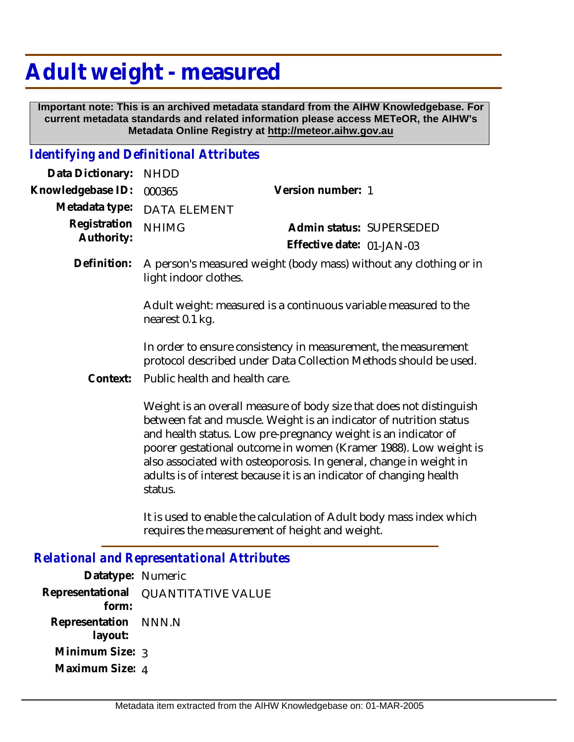# Adult weight - measured

**Important note: This is an archived metadata standard from the AIHW Knowledgebase. For current metadata standards and related information please access METeOR, the AIHW's Metadata Online Registry at http://meteor.aihw.gov.au**

## *Identifying and Definitional Attributes*

**Data Dictionary:** NHDD

**Knowledgebase ID:** 000365

**Version number:** 1

**Metadata type:** DATA ELEMENT

**Registration Authority:** NHIMG

**Admin status:** SUPERSEDED

**Effective date:** 01-JAN-03

**Definition:** A person's measured weight (body mass) without any clothing or in light indoor clothes.

Adult weight: measured is a continuous variable measured to the nearest 0.1 kg.

In order to ensure consistency in measurement, the measurement protocol described under Data Collection Methods should be used.

**Context:** Public health and health care.

Weight is an overall measure of body size that does not distinguish between fat and muscle. Weight is an indicator of nutrition status and health status. Low pre-pregnancy weight is an indicator of poorer gestational outcome in women (Kramer 1988). Low weight is also associated with osteoporosis. In general, change in weight in adults is of interest because it is an indicator of changing health status.

It is used to enable the calculation of Adult body mass index which requires the measurement of height and weight.

## *Relational and Representational Attributes*

**Datatype:** Numeric

**Representational form:** QUANTITATIVE VALUE

**Representation layout:** NNN.N

**Minimum Size:** 3

**Maximum Size:** 4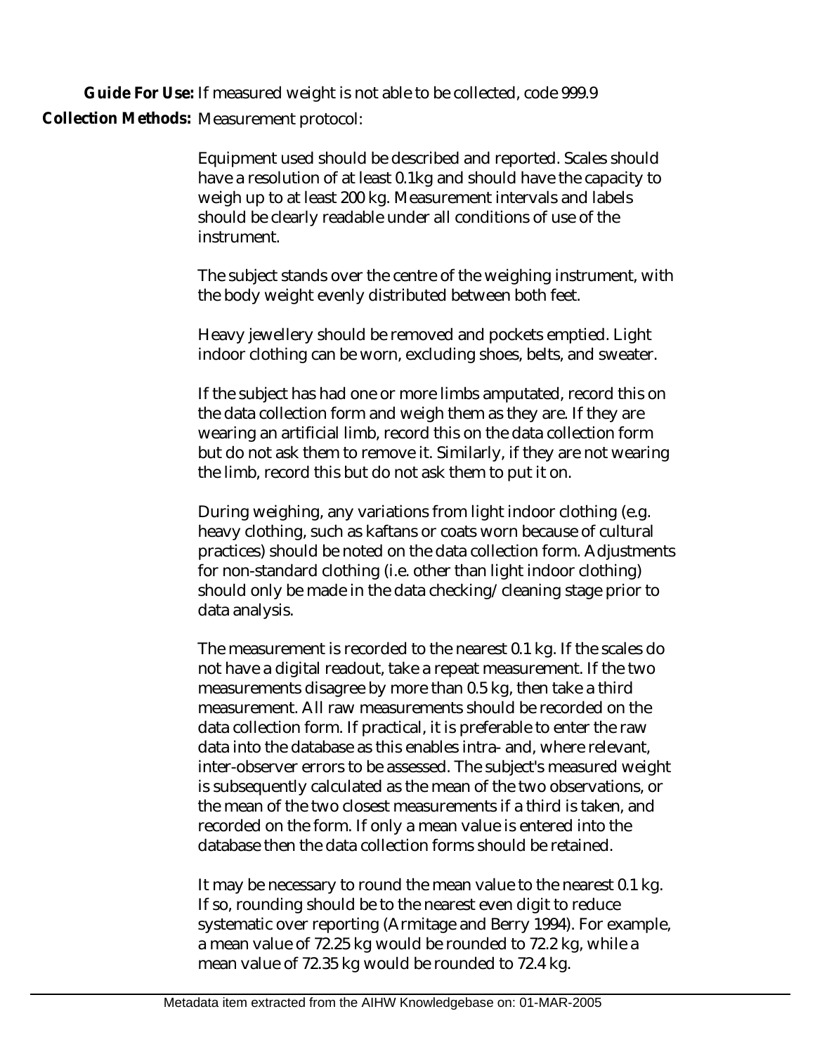**Guide For Use:** If measured weight is not able to be collected, code 999.9

**Collection Methods:** Measurement protocol:

Equipment used should be described and reported. Scales should have a resolution of at least 0.1kg and should have the capacity to weigh up to at least 200 kg. Measurement intervals and labels should be clearly readable under all conditions of use of the instrument.

The subject stands over the centre of the weighing instrument, with the body weight evenly distributed between both feet.

Heavy jewellery should be removed and pockets emptied. Light indoor clothing can be worn, excluding shoes, belts, and sweater.

If the subject has had one or more limbs amputated, record this on the data collection form and weigh them as they are. If they are wearing an artificial limb, record this on the data collection form but do not ask them to remove it. Similarly, if they are not wearing the limb, record this but do not ask them to put it on.

During weighing, any variations from light indoor clothing (e.g. heavy clothing, such as kaftans or coats worn because of cultural practices) should be noted on the data collection form. Adjustments for non-standard clothing (i.e. other than light indoor clothing) should only be made in the data checking/ cleaning stage prior to data analysis.

The measurement is recorded to the nearest 0.1 kg. If the scales do not have a digital readout, take a repeat measurement. If the two measurements disagree by more than 0.5 kg, then take a third measurement. All raw measurements should be recorded on the data collection form. If practical, it is preferable to enter the raw data into the database as this enables intra- and, where relevant, inter-observer errors to be assessed. The subject's measured weight is subsequently calculated as the mean of the two observations, or the mean of the two closest measurements if a third is taken, and recorded on the form. If only a mean value is entered into the database then the data collection forms should be retained.

It may be necessary to round the mean value to the nearest 0.1 kg. If so, rounding should be to the nearest even digit to reduce systematic over reporting (Armitage and Berry 1994). For example, a mean value of 72.25 kg would be rounded to 72.2 kg, while a mean value of 72.35 kg would be rounded to 72.4 kg.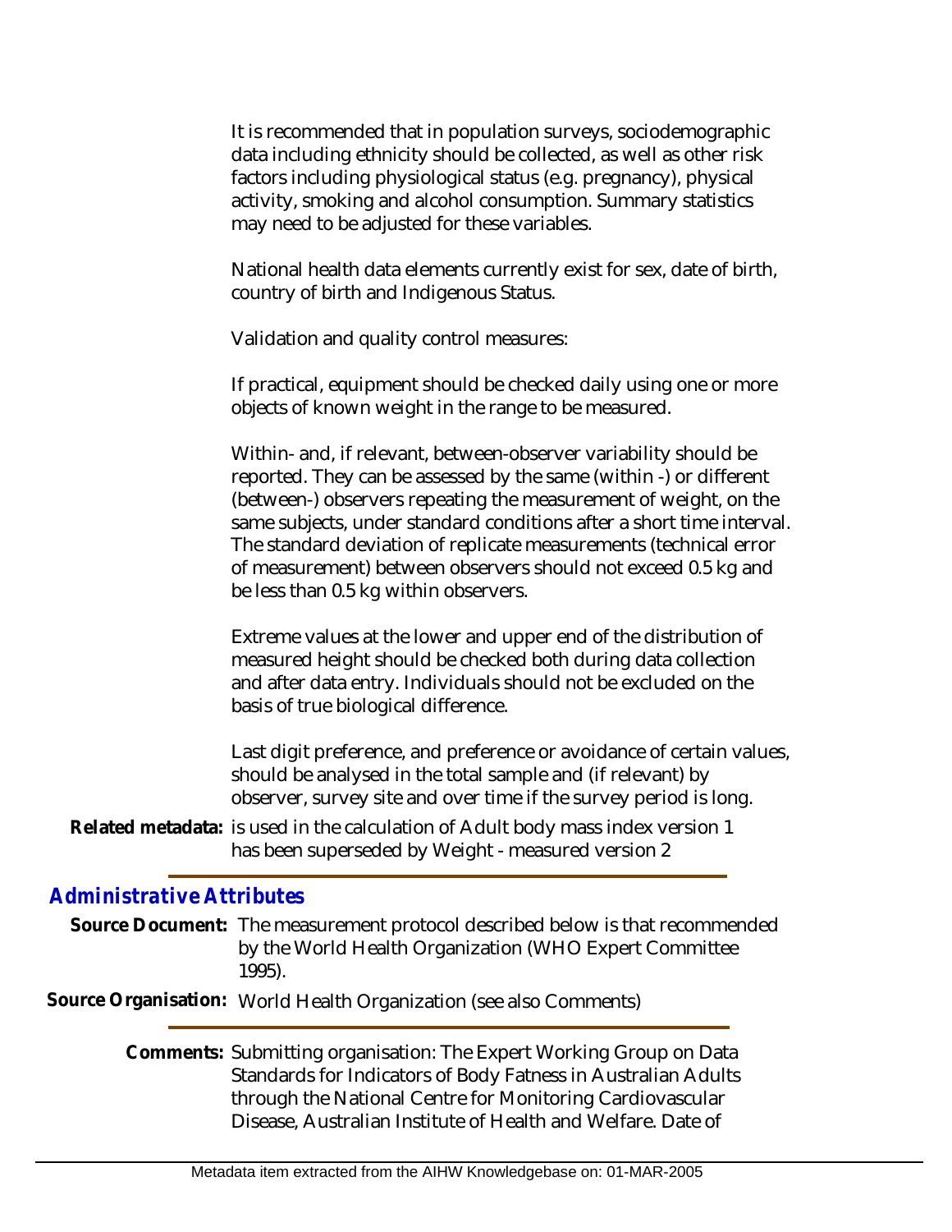It is recommended that in population surveys, sociodemographic data including ethnicity should be collected, as well as other risk factors including physiological status (e.g. pregnancy), physical activity, smoking and alcohol consumption. Summary statistics may need to be adjusted for these variables.

National health data elements currently exist for sex, date of birth, country of birth and Indigenous Status.

Validation and quality control measures:

If practical, equipment should be checked daily using one or more objects of known weight in the range to be measured.

Within- and, if relevant, between-observer variability should be reported. They can be assessed by the same (within -) or different (between-) observers repeating the measurement of weight, on the same subjects, under standard conditions after a short time interval. The standard deviation of replicate measurements (technical error of measurement) between observers should not exceed 0.5 kg and be less than 0.5 kg within observers.

Extreme values at the lower and upper end of the distribution of measured height should be checked both during data collection and after data entry. Individuals should not be excluded on the basis of true biological difference.

Last digit preference, and preference or avoidance of certain values, should be analysed in the total sample and (if relevant) by observer, survey site and over time if the survey period is long.

**Related metadata:** is used in the calculation of Adult body mass index version 1
has been superseded by Weight - measured version 2

## *Administrative Attributes*

**Source Document:** The measurement protocol described below is that recommended by the World Health Organization (WHO Expert Committee 1995).

**Source Organisation:** World Health Organization (see also Comments)

**Comments:** Submitting organisation: The Expert Working Group on Data Standards for Indicators of Body Fatness in Australian Adults through the National Centre for Monitoring Cardiovascular Disease, Australian Institute of Health and Welfare. Date of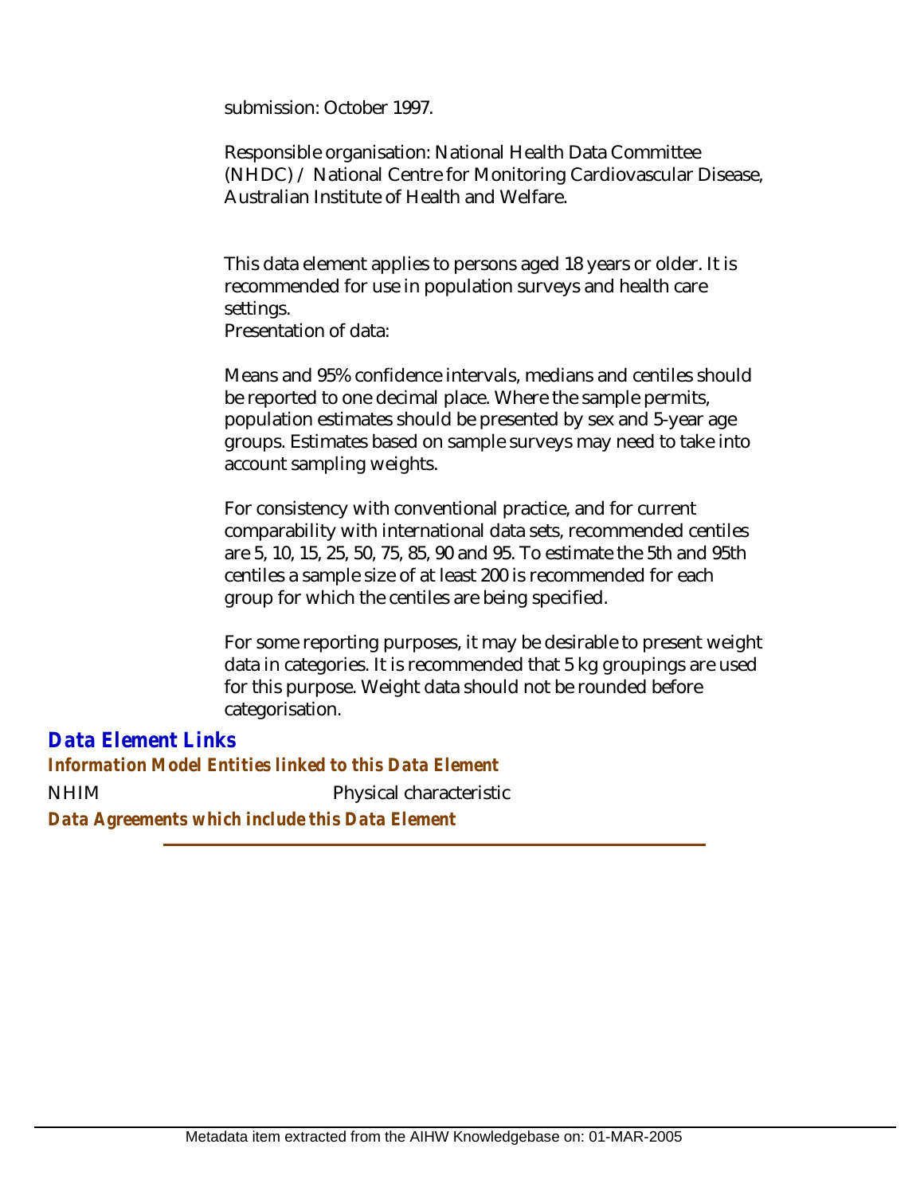submission: October 1997.

Responsible organisation: National Health Data Committee (NHDC) / National Centre for Monitoring Cardiovascular Disease, Australian Institute of Health and Welfare.

This data element applies to persons aged 18 years or older. It is recommended for use in population surveys and health care settings.
Presentation of data:

Means and 95% confidence intervals, medians and centiles should be reported to one decimal place. Where the sample permits, population estimates should be presented by sex and 5-year age groups. Estimates based on sample surveys may need to take into account sampling weights.

For consistency with conventional practice, and for current comparability with international data sets, recommended centiles are 5, 10, 15, 25, 50, 75, 85, 90 and 95. To estimate the 5th and 95th centiles a sample size of at least 200 is recommended for each group for which the centiles are being specified.

For some reporting purposes, it may be desirable to present weight data in categories. It is recommended that 5 kg groupings are used for this purpose. Weight data should not be rounded before categorisation.

## Data Element Links

### Information Model Entities linked to this Data Element

NHIM Physical characteristic

### Data Agreements which include this Data Element